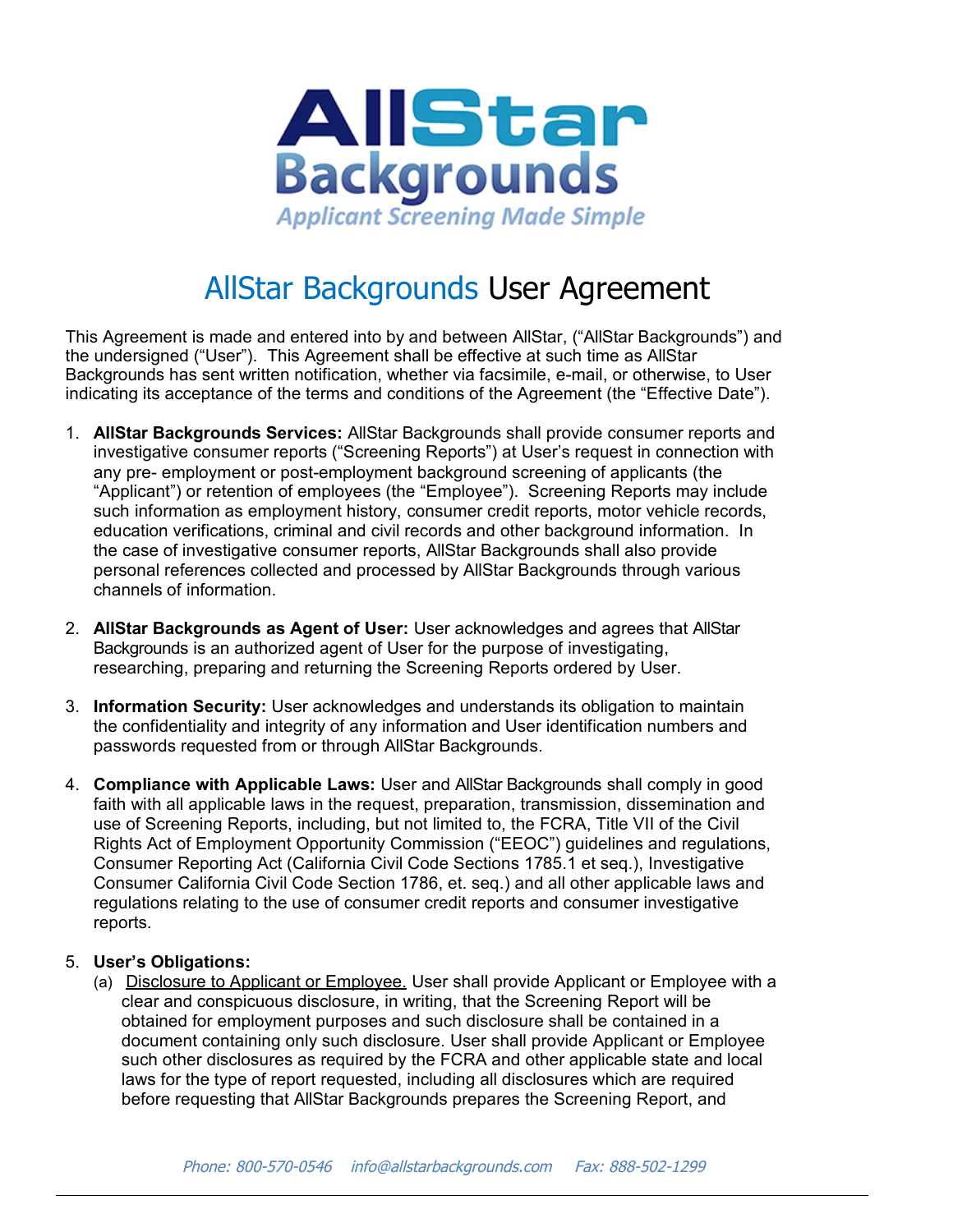AllStar Backgrounds

Applicant Screening Made Simple

# AllStar Backgrounds User Agreement

This Agreement is made and entered into by and between AllStar, ("AllStar Backgrounds") and the undersigned ("User"). This Agreement shall be effective at such time as AllStar Backgrounds has sent written notification, whether via facsimile, e-mail, or otherwise, to User indicating its acceptance of the terms and conditions of the Agreement (the "Effective Date").

1. **AllStar Backgrounds Services:** AllStar Backgrounds shall provide consumer reports and investigative consumer reports ("Screening Reports") at User's request in connection with any pre- employment or post-employment background screening of applicants (the "Applicant") or retention of employees (the "Employee"). Screening Reports may include such information as employment history, consumer credit reports, motor vehicle records, education verifications, criminal and civil records and other background information. In the case of investigative consumer reports, AllStar Backgrounds shall also provide personal references collected and processed by AllStar Backgrounds through various channels of information.

2. **AllStar Backgrounds as Agent of User:** User acknowledges and agrees that AllStar Backgrounds is an authorized agent of User for the purpose of investigating, researching, preparing and returning the Screening Reports ordered by User.

3. **Information Security:** User acknowledges and understands its obligation to maintain the confidentiality and integrity of any information and User identification numbers and passwords requested from or through AllStar Backgrounds.

4. **Compliance with Applicable Laws:** User and AllStar Backgrounds shall comply in good faith with all applicable laws in the request, preparation, transmission, dissemination and use of Screening Reports, including, but not limited to, the FCRA, Title VII of the Civil Rights Act of Employment Opportunity Commission ("EEOC") guidelines and regulations, Consumer Reporting Act (California Civil Code Sections 1785.1 et seq.), Investigative Consumer California Civil Code Section 1786, et. seq.) and all other applicable laws and regulations relating to the use of consumer credit reports and consumer investigative reports.

5. **User's Obligations:**
   (a) Disclosure to Applicant or Employee. User shall provide Applicant or Employee with a clear and conspicuous disclosure, in writing, that the Screening Report will be obtained for employment purposes and such disclosure shall be contained in a document containing only such disclosure. User shall provide Applicant or Employee such other disclosures as required by the FCRA and other applicable state and local laws for the type of report requested, including all disclosures which are required before requesting that AllStar Backgrounds prepares the Screening Report, and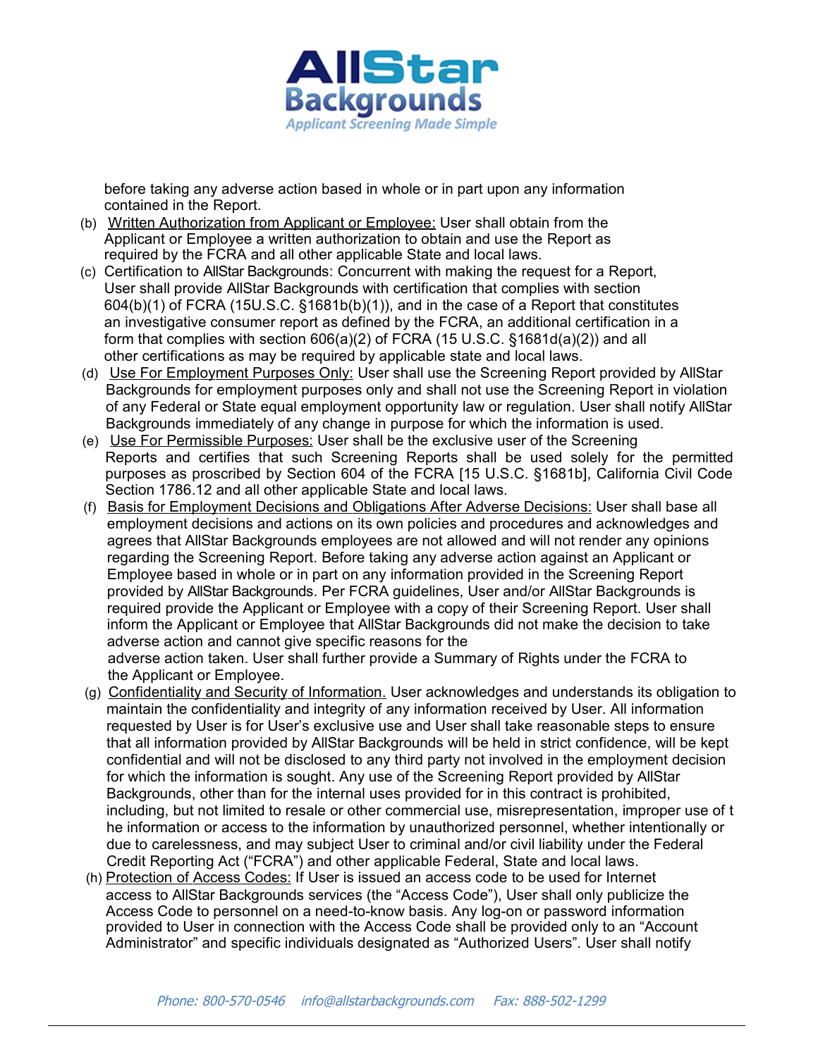before taking any adverse action based in whole or in part upon any information contained in the Report.

(b) Written Authorization from Applicant or Employee: User shall obtain from the Applicant or Employee a written authorization to obtain and use the Report as required by the FCRA and all other applicable State and local laws.

(c) Certification to AllStar Backgrounds: Concurrent with making the request for a Report, User shall provide AllStar Backgrounds with certification that complies with section 604(b)(1) of FCRA (15U.S.C. §1681b(b)(1)), and in the case of a Report that constitutes an investigative consumer report as defined by the FCRA, an additional certification in a form that complies with section 606(a)(2) of FCRA (15 U.S.C. §1681d(a)(2)) and all other certifications as may be required by applicable state and local laws.

(d) Use For Employment Purposes Only: User shall use the Screening Report provided by AllStar Backgrounds for employment purposes only and shall not use the Screening Report in violation of any Federal or State equal employment opportunity law or regulation. User shall notify AllStar Backgrounds immediately of any change in purpose for which the information is used.

(e) Use For Permissible Purposes: User shall be the exclusive user of the Screening Reports and certifies that such Screening Reports shall be used solely for the permitted purposes as proscribed by Section 604 of the FCRA [15 U.S.C. §1681b], California Civil Code Section 1786.12 and all other applicable State and local laws.

(f) Basis for Employment Decisions and Obligations After Adverse Decisions: User shall base all employment decisions and actions on its own policies and procedures and acknowledges and agrees that AllStar Backgrounds employees are not allowed and will not render any opinions regarding the Screening Report. Before taking any adverse action against an Applicant or Employee based in whole or in part on any information provided in the Screening Report provided by AllStar Backgrounds. Per FCRA guidelines, User and/or AllStar Backgrounds is required provide the Applicant or Employee with a copy of their Screening Report. User shall inform the Applicant or Employee that AllStar Backgrounds did not make the decision to take adverse action and cannot give specific reasons for the adverse action taken. User shall further provide a Summary of Rights under the FCRA to the Applicant or Employee.

(g) Confidentiality and Security of Information. User acknowledges and understands its obligation to maintain the confidentiality and integrity of any information received by User. All information requested by User is for User's exclusive use and User shall take reasonable steps to ensure that all information provided by AllStar Backgrounds will be held in strict confidence, will be kept confidential and will not be disclosed to any third party not involved in the employment decision for which the information is sought. Any use of the Screening Report provided by AllStar Backgrounds, other than for the internal uses provided for in this contract is prohibited, including, but not limited to resale or other commercial use, misrepresentation, improper use of the information or access to the information by unauthorized personnel, whether intentionally or due to carelessness, and may subject User to criminal and/or civil liability under the Federal Credit Reporting Act ("FCRA") and other applicable Federal, State and local laws.

(h) Protection of Access Codes: If User is issued an access code to be used for Internet access to AllStar Backgrounds services (the "Access Code"), User shall only publicize the Access Code to personnel on a need-to-know basis. Any log-on or password information provided to User in connection with the Access Code shall be provided only to an "Account Administrator" and specific individuals designated as "Authorized Users". User shall notify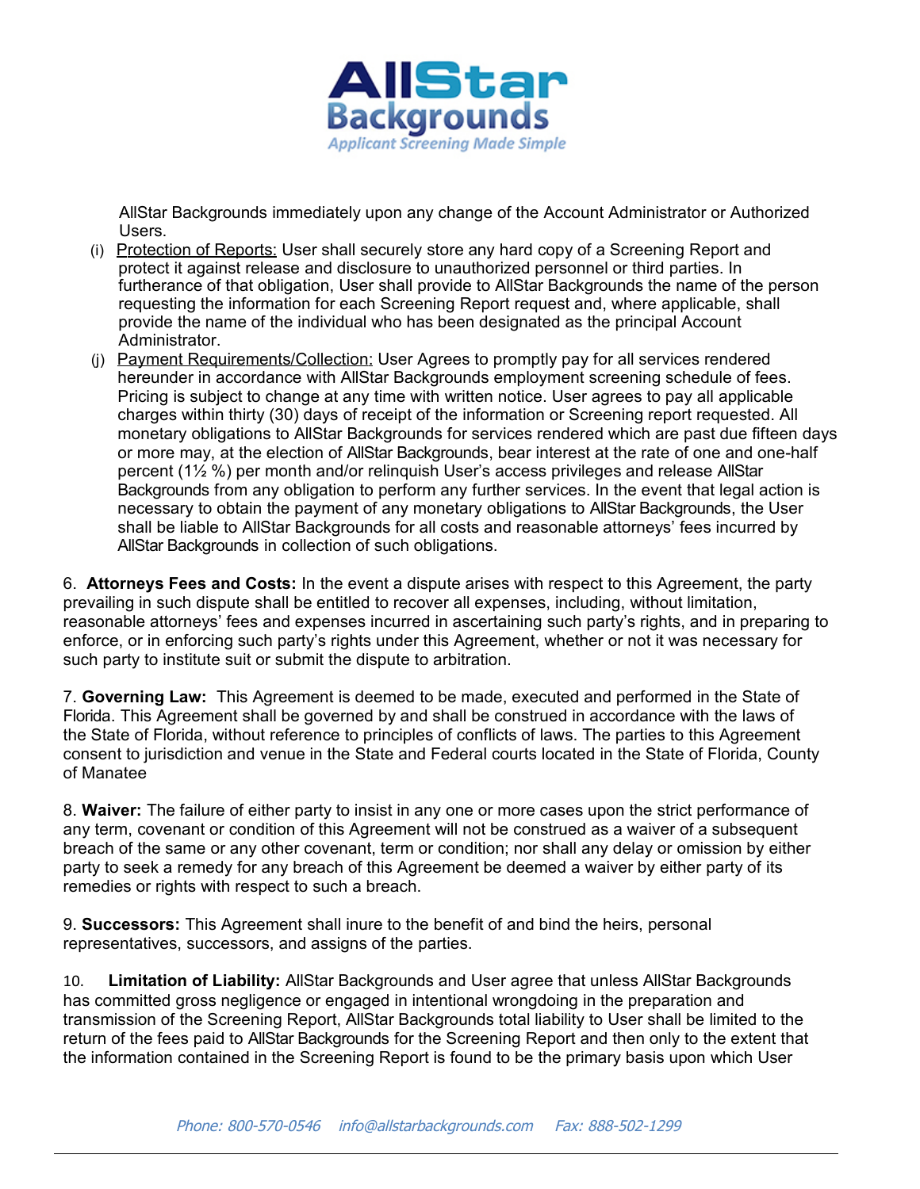AllStar Backgrounds immediately upon any change of the Account Administrator or Authorized Users.

(i) Protection of Reports: User shall securely store any hard copy of a Screening Report and protect it against release and disclosure to unauthorized personnel or third parties. In furtherance of that obligation, User shall provide to AllStar Backgrounds the name of the person requesting the information for each Screening Report request and, where applicable, shall provide the name of the individual who has been designated as the principal Account Administrator.

(j) Payment Requirements/Collection: User Agrees to promptly pay for all services rendered hereunder in accordance with AllStar Backgrounds employment screening schedule of fees. Pricing is subject to change at any time with written notice. User agrees to pay all applicable charges within thirty (30) days of receipt of the information or Screening report requested. All monetary obligations to AllStar Backgrounds for services rendered which are past due fifteen days or more may, at the election of AllStar Backgrounds, bear interest at the rate of one and one-half percent (1½ %) per month and/or relinquish User's access privileges and release AllStar Backgrounds from any obligation to perform any further services. In the event that legal action is necessary to obtain the payment of any monetary obligations to AllStar Backgrounds, the User shall be liable to AllStar Backgrounds for all costs and reasonable attorneys' fees incurred by AllStar Backgrounds in collection of such obligations.

6. **Attorneys Fees and Costs:** In the event a dispute arises with respect to this Agreement, the party prevailing in such dispute shall be entitled to recover all expenses, including, without limitation, reasonable attorneys' fees and expenses incurred in ascertaining such party's rights, and in preparing to enforce, or in enforcing such party's rights under this Agreement, whether or not it was necessary for such party to institute suit or submit the dispute to arbitration.

7. **Governing Law:** This Agreement is deemed to be made, executed and performed in the State of Florida. This Agreement shall be governed by and shall be construed in accordance with the laws of the State of Florida, without reference to principles of conflicts of laws. The parties to this Agreement consent to jurisdiction and venue in the State and Federal courts located in the State of Florida, County of Manatee

8. **Waiver:** The failure of either party to insist in any one or more cases upon the strict performance of any term, covenant or condition of this Agreement will not be construed as a waiver of a subsequent breach of the same or any other covenant, term or condition; nor shall any delay or omission by either party to seek a remedy for any breach of this Agreement be deemed a waiver by either party of its remedies or rights with respect to such a breach.

9. **Successors:** This Agreement shall inure to the benefit of and bind the heirs, personal representatives, successors, and assigns of the parties.

10. **Limitation of Liability:** AllStar Backgrounds and User agree that unless AllStar Backgrounds has committed gross negligence or engaged in intentional wrongdoing in the preparation and transmission of the Screening Report, AllStar Backgrounds total liability to User shall be limited to the return of the fees paid to AllStar Backgrounds for the Screening Report and then only to the extent that the information contained in the Screening Report is found to be the primary basis upon which User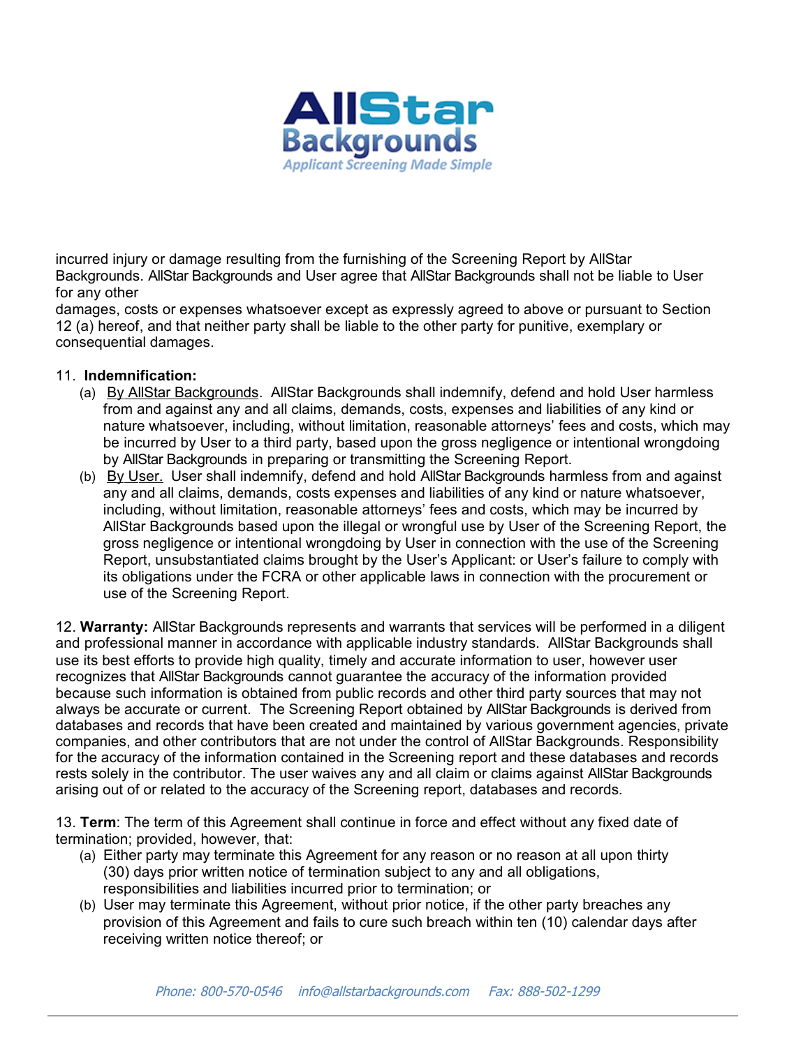incurred injury or damage resulting from the furnishing of the Screening Report by AllStar Backgrounds. AllStar Backgrounds and User agree that AllStar Backgrounds shall not be liable to User for any other damages, costs or expenses whatsoever except as expressly agreed to above or pursuant to Section 12 (a) hereof, and that neither party shall be liable to the other party for punitive, exemplary or consequential damages.

11. **Indemnification:**

(a) By AllStar Backgrounds. AllStar Backgrounds shall indemnify, defend and hold User harmless from and against any and all claims, demands, costs, expenses and liabilities of any kind or nature whatsoever, including, without limitation, reasonable attorneys' fees and costs, which may be incurred by User to a third party, based upon the gross negligence or intentional wrongdoing by AllStar Backgrounds in preparing or transmitting the Screening Report.

(b) By User. User shall indemnify, defend and hold AllStar Backgrounds harmless from and against any and all claims, demands, costs expenses and liabilities of any kind or nature whatsoever, including, without limitation, reasonable attorneys' fees and costs, which may be incurred by AllStar Backgrounds based upon the illegal or wrongful use by User of the Screening Report, the gross negligence or intentional wrongdoing by User in connection with the use of the Screening Report, unsubstantiated claims brought by the User's Applicant: or User's failure to comply with its obligations under the FCRA or other applicable laws in connection with the procurement or use of the Screening Report.

12. **Warranty:** AllStar Backgrounds represents and warrants that services will be performed in a diligent and professional manner in accordance with applicable industry standards. AllStar Backgrounds shall use its best efforts to provide high quality, timely and accurate information to user, however user recognizes that AllStar Backgrounds cannot guarantee the accuracy of the information provided because such information is obtained from public records and other third party sources that may not always be accurate or current. The Screening Report obtained by AllStar Backgrounds is derived from databases and records that have been created and maintained by various government agencies, private companies, and other contributors that are not under the control of AllStar Backgrounds. Responsibility for the accuracy of the information contained in the Screening report and these databases and records rests solely in the contributor. The user waives any and all claim or claims against AllStar Backgrounds arising out of or related to the accuracy of the Screening report, databases and records.

13. **Term**: The term of this Agreement shall continue in force and effect without any fixed date of termination; provided, however, that:

(a) Either party may terminate this Agreement for any reason or no reason at all upon thirty (30) days prior written notice of termination subject to any and all obligations, responsibilities and liabilities incurred prior to termination; or

(b) User may terminate this Agreement, without prior notice, if the other party breaches any provision of this Agreement and fails to cure such breach within ten (10) calendar days after receiving written notice thereof; or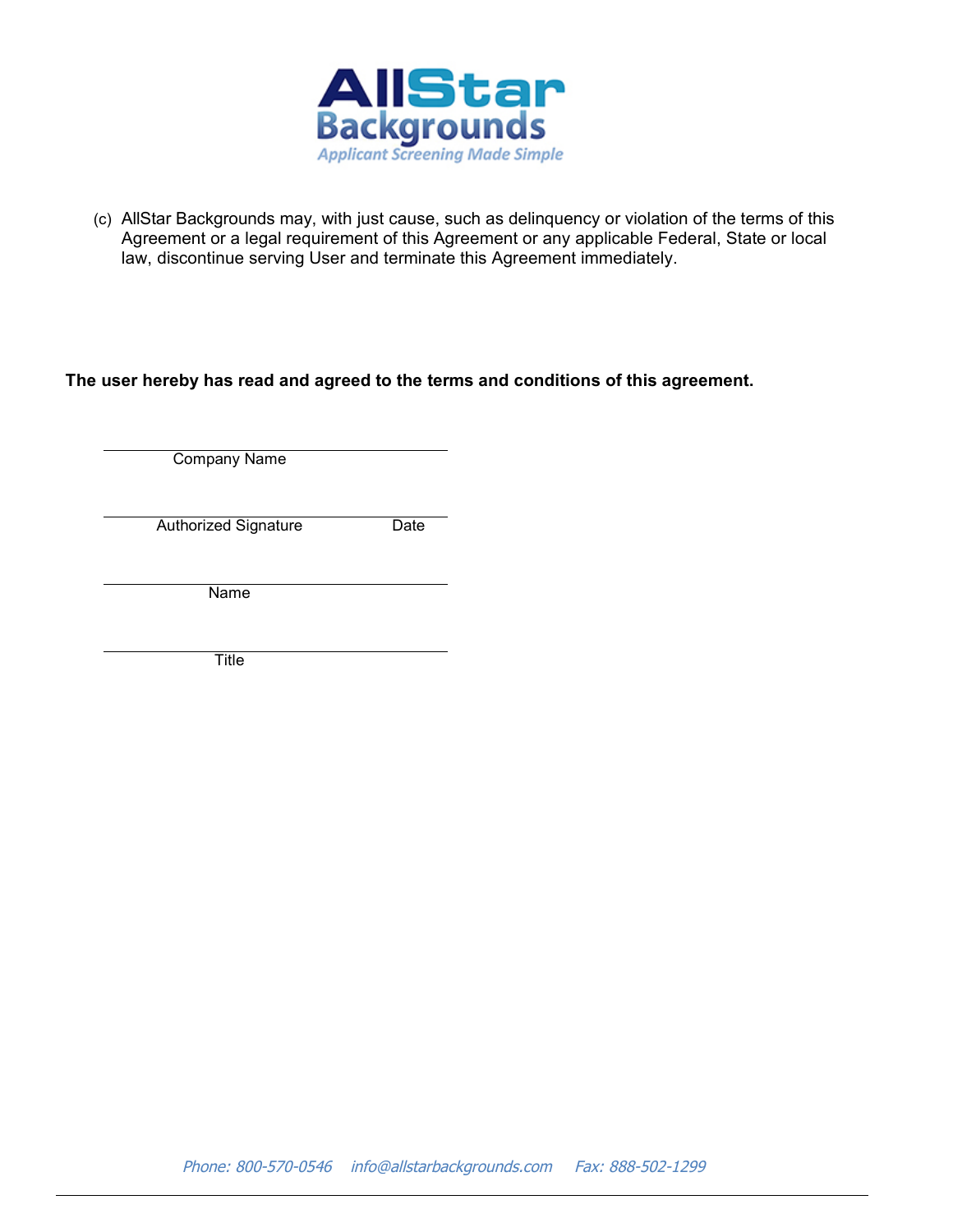(c) AllStar Backgrounds may, with just cause, such as delinquency or violation of the terms of this Agreement or a legal requirement of this Agreement or any applicable Federal, State or local law, discontinue serving User and terminate this Agreement immediately.

**The user hereby has read and agreed to the terms and conditions of this agreement.**

\_\_\_\_\_\_\_\_\_\_\_\_\_\_\_\_\_\_\_\_\_\_\_\_\_\_\_\_\_\_\_\_\_\_\_\_
Company Name

\_\_\_\_\_\_\_\_\_\_\_\_\_\_\_\_\_\_\_\_\_\_\_\_\_\_\_\_\_\_\_\_\_\_\_\_
Authorized Signature Date

\_\_\_\_\_\_\_\_\_\_\_\_\_\_\_\_\_\_\_\_\_\_\_\_\_\_\_\_\_\_\_\_\_\_\_\_
Name

\_\_\_\_\_\_\_\_\_\_\_\_\_\_\_\_\_\_\_\_\_\_\_\_\_\_\_\_\_\_\_\_\_\_\_\_
Title